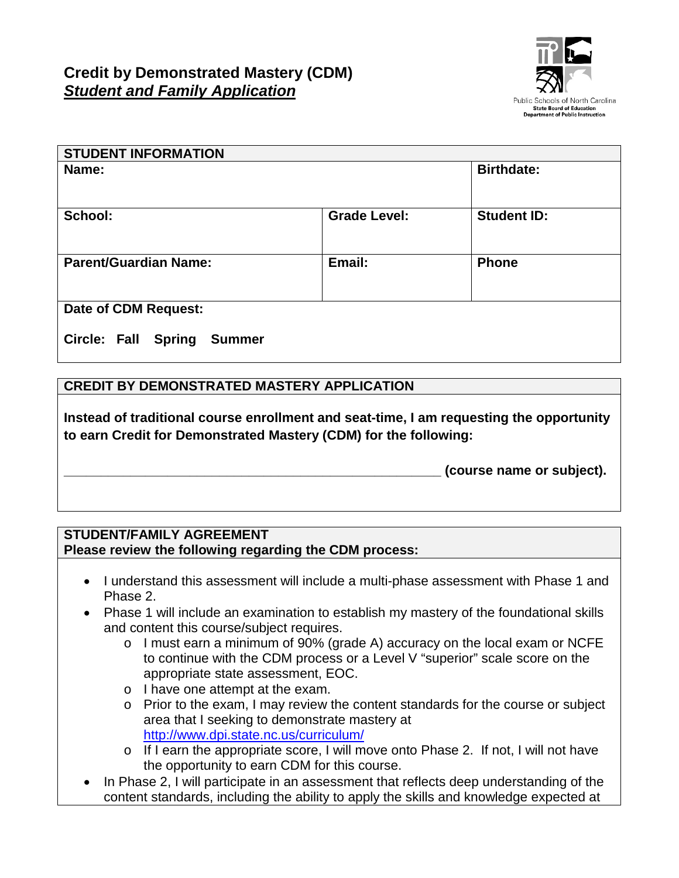# Credit by Demonstrated Mastery (CDM)
## ***Student and Family Application***

Public Schools of North Carolina
State Board of Education
Department of Public Instruction

| STUDENT INFORMATION | | |
|---|---|---|
| **Name:** | | **Birthdate:** |
| **School:** | **Grade Level:** | **Student ID:** |
| **Parent/Guardian Name:** | **Email:** | **Phone** |
| **Date of CDM Request:**<br><br>**Circle: Fall Spring Summer** | | |

**CREDIT BY DEMONSTRATED MASTERY APPLICATION**

**Instead of traditional course enrollment and seat-time, I am requesting the opportunity to earn Credit for Demonstrated Mastery (CDM) for the following:**

**_______________________________________________________ (course name or subject).**

**STUDENT/FAMILY AGREEMENT**
**Please review the following regarding the CDM process:**

- I understand this assessment will include a multi-phase assessment with Phase 1 and Phase 2.
- Phase 1 will include an examination to establish my mastery of the foundational skills and content this course/subject requires.
  - I must earn a minimum of 90% (grade A) accuracy on the local exam or NCFE to continue with the CDM process or a Level V "superior" scale score on the appropriate state assessment, EOC.
  - I have one attempt at the exam.
  - Prior to the exam, I may review the content standards for the course or subject area that I seeking to demonstrate mastery at http://www.dpi.state.nc.us/curriculum/
  - If I earn the appropriate score, I will move onto Phase 2. If not, I will not have the opportunity to earn CDM for this course.
- In Phase 2, I will participate in an assessment that reflects deep understanding of the content standards, including the ability to apply the skills and knowledge expected at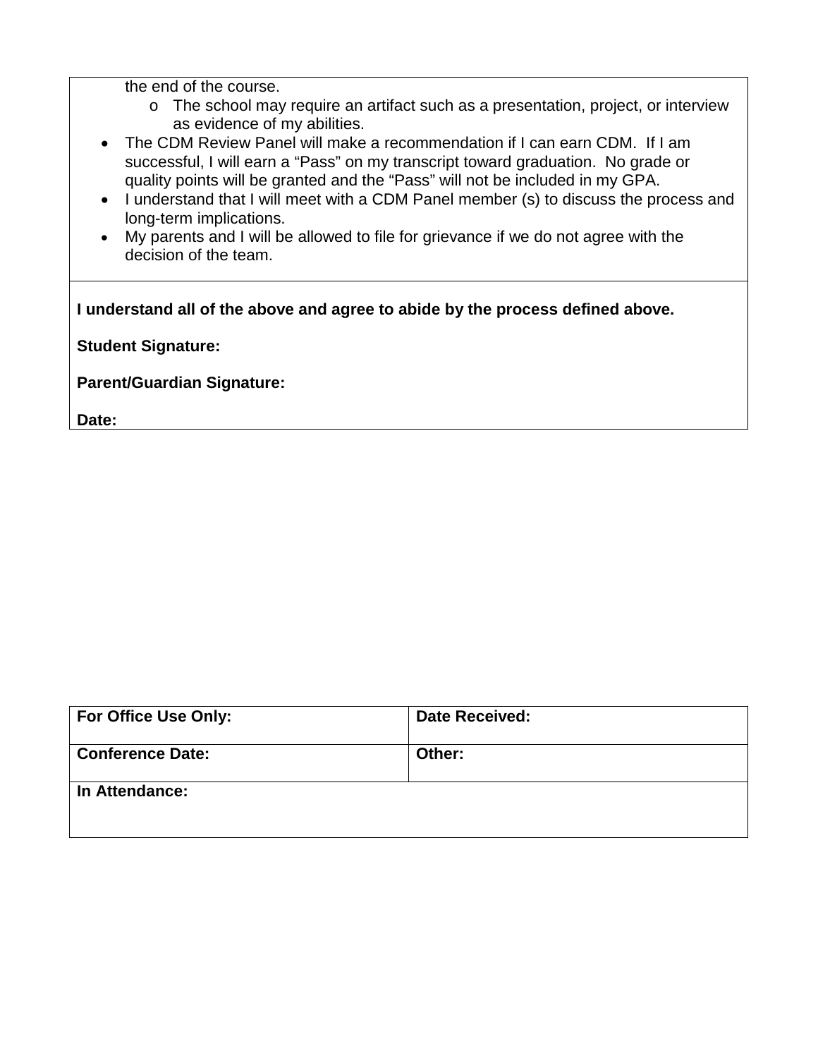the end of the course.

  - The school may require an artifact such as a presentation, project, or interview as evidence of my abilities.

- The CDM Review Panel will make a recommendation if I can earn CDM. If I am successful, I will earn a "Pass" on my transcript toward graduation. No grade or quality points will be granted and the "Pass" will not be included in my GPA.
- I understand that I will meet with a CDM Panel member (s) to discuss the process and long-term implications.
- My parents and I will be allowed to file for grievance if we do not agree with the decision of the team.

**I understand all of the above and agree to abide by the process defined above.**

**Student Signature:**

**Parent/Guardian Signature:**

**Date:**

| | |
|---|---|
| **For Office Use Only:** | **Date Received:** |
| **Conference Date:** | **Other:** |
| **In Attendance:** | |